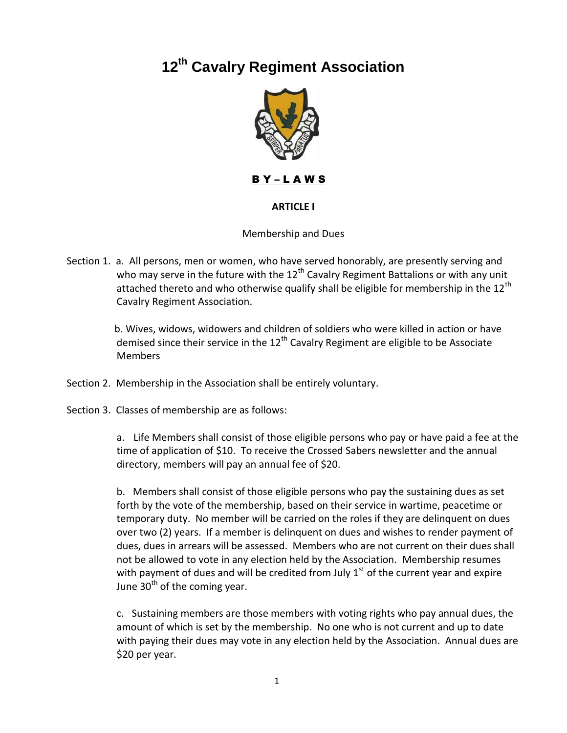# 12th Cavalry Regiment Association

## BY–LAWS

### ARTICLE I

Membership and Dues

Section 1. a. All persons, men or women, who have served honorably, are presently serving and who may serve in the future with the 12th Cavalry Regiment Battalions or with any unit attached thereto and who otherwise qualify shall be eligible for membership in the 12th Cavalry Regiment Association.

b. Wives, widows, widowers and children of soldiers who were killed in action or have demised since their service in the 12th Cavalry Regiment are eligible to be Associate Members

Section 2. Membership in the Association shall be entirely voluntary.

Section 3. Classes of membership are as follows:

a. Life Members shall consist of those eligible persons who pay or have paid a fee at the time of application of $10. To receive the Crossed Sabers newsletter and the annual directory, members will pay an annual fee of $20.

b. Members shall consist of those eligible persons who pay the sustaining dues as set forth by the vote of the membership, based on their service in wartime, peacetime or temporary duty. No member will be carried on the roles if they are delinquent on dues over two (2) years. If a member is delinquent on dues and wishes to render payment of dues, dues in arrears will be assessed. Members who are not current on their dues shall not be allowed to vote in any election held by the Association. Membership resumes with payment of dues and will be credited from July 1st of the current year and expire June 30th of the coming year.

c. Sustaining members are those members with voting rights who pay annual dues, the amount of which is set by the membership. No one who is not current and up to date with paying their dues may vote in any election held by the Association. Annual dues are $20 per year.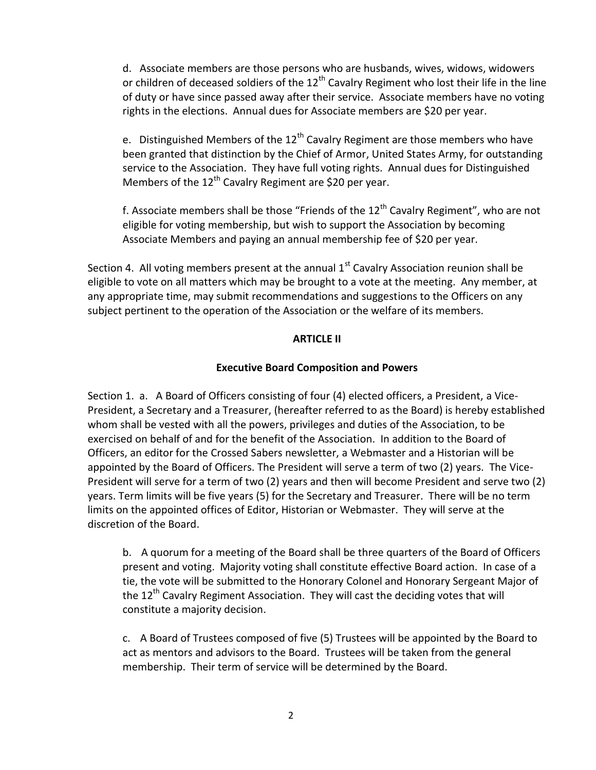d. Associate members are those persons who are husbands, wives, widows, widowers or children of deceased soldiers of the 12th Cavalry Regiment who lost their life in the line of duty or have since passed away after their service. Associate members have no voting rights in the elections. Annual dues for Associate members are $20 per year.

e. Distinguished Members of the 12th Cavalry Regiment are those members who have been granted that distinction by the Chief of Armor, United States Army, for outstanding service to the Association. They have full voting rights. Annual dues for Distinguished Members of the 12th Cavalry Regiment are $20 per year.

f. Associate members shall be those "Friends of the 12th Cavalry Regiment", who are not eligible for voting membership, but wish to support the Association by becoming Associate Members and paying an annual membership fee of $20 per year.

Section 4. All voting members present at the annual 1st Cavalry Association reunion shall be eligible to vote on all matters which may be brought to a vote at the meeting. Any member, at any appropriate time, may submit recommendations and suggestions to the Officers on any subject pertinent to the operation of the Association or the welfare of its members.

## ARTICLE II

### Executive Board Composition and Powers

Section 1. a. A Board of Officers consisting of four (4) elected officers, a President, a Vice-President, a Secretary and a Treasurer, (hereafter referred to as the Board) is hereby established whom shall be vested with all the powers, privileges and duties of the Association, to be exercised on behalf of and for the benefit of the Association. In addition to the Board of Officers, an editor for the Crossed Sabers newsletter, a Webmaster and a Historian will be appointed by the Board of Officers. The President will serve a term of two (2) years. The Vice-President will serve for a term of two (2) years and then will become President and serve two (2) years. Term limits will be five years (5) for the Secretary and Treasurer. There will be no term limits on the appointed offices of Editor, Historian or Webmaster. They will serve at the discretion of the Board.

b. A quorum for a meeting of the Board shall be three quarters of the Board of Officers present and voting. Majority voting shall constitute effective Board action. In case of a tie, the vote will be submitted to the Honorary Colonel and Honorary Sergeant Major of the 12th Cavalry Regiment Association. They will cast the deciding votes that will constitute a majority decision.

c. A Board of Trustees composed of five (5) Trustees will be appointed by the Board to act as mentors and advisors to the Board. Trustees will be taken from the general membership. Their term of service will be determined by the Board.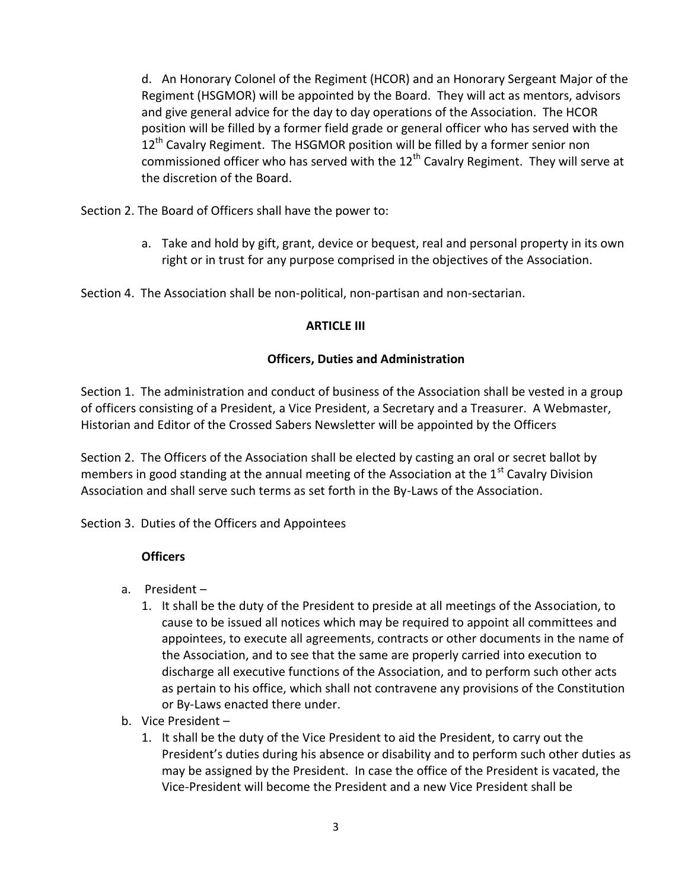d. An Honorary Colonel of the Regiment (HCOR) and an Honorary Sergeant Major of the Regiment (HSGMOR) will be appointed by the Board. They will act as mentors, advisors and give general advice for the day to day operations of the Association. The HCOR position will be filled by a former field grade or general officer who has served with the 12th Cavalry Regiment. The HSGMOR position will be filled by a former senior non commissioned officer who has served with the 12th Cavalry Regiment. They will serve at the discretion of the Board.

Section 2. The Board of Officers shall have the power to:

a. Take and hold by gift, grant, device or bequest, real and personal property in its own right or in trust for any purpose comprised in the objectives of the Association.

Section 4. The Association shall be non-political, non-partisan and non-sectarian.

**ARTICLE III**

**Officers, Duties and Administration**

Section 1. The administration and conduct of business of the Association shall be vested in a group of officers consisting of a President, a Vice President, a Secretary and a Treasurer. A Webmaster, Historian and Editor of the Crossed Sabers Newsletter will be appointed by the Officers

Section 2. The Officers of the Association shall be elected by casting an oral or secret ballot by members in good standing at the annual meeting of the Association at the 1st Cavalry Division Association and shall serve such terms as set forth in the By-Laws of the Association.

Section 3. Duties of the Officers and Appointees

**Officers**

a. President –
   1. It shall be the duty of the President to preside at all meetings of the Association, to cause to be issued all notices which may be required to appoint all committees and appointees, to execute all agreements, contracts or other documents in the name of the Association, and to see that the same are properly carried into execution to discharge all executive functions of the Association, and to perform such other acts as pertain to his office, which shall not contravene any provisions of the Constitution or By-Laws enacted there under.
b. Vice President –
   1. It shall be the duty of the Vice President to aid the President, to carry out the President's duties during his absence or disability and to perform such other duties as may be assigned by the President. In case the office of the President is vacated, the Vice-President will become the President and a new Vice President shall be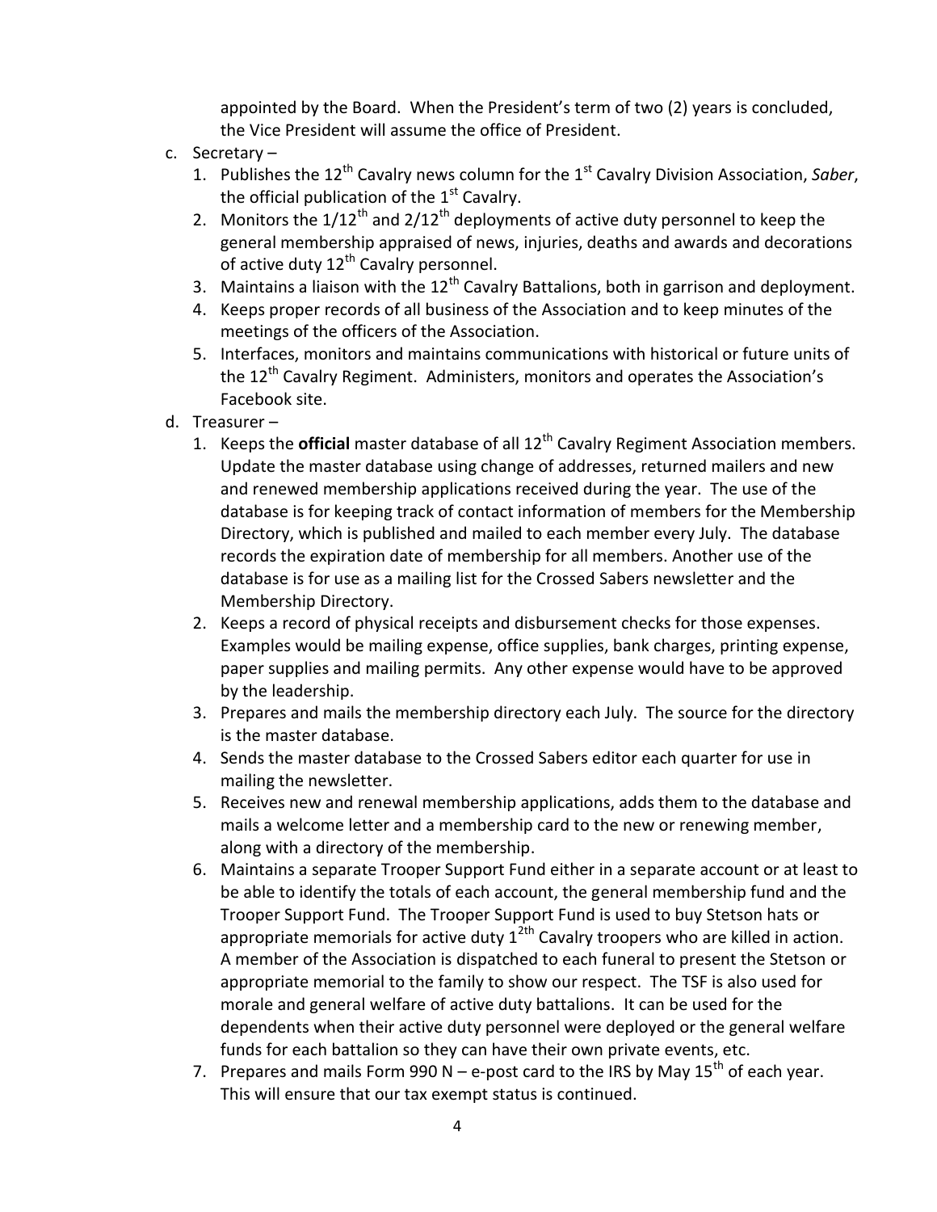appointed by the Board. When the President's term of two (2) years is concluded, the Vice President will assume the office of President.

c. Secretary –
   1. Publishes the 12th Cavalry news column for the 1st Cavalry Division Association, *Saber*, the official publication of the 1st Cavalry.
   2. Monitors the 1/12th and 2/12th deployments of active duty personnel to keep the general membership appraised of news, injuries, deaths and awards and decorations of active duty 12th Cavalry personnel.
   3. Maintains a liaison with the 12th Cavalry Battalions, both in garrison and deployment.
   4. Keeps proper records of all business of the Association and to keep minutes of the meetings of the officers of the Association.
   5. Interfaces, monitors and maintains communications with historical or future units of the 12th Cavalry Regiment. Administers, monitors and operates the Association's Facebook site.

d. Treasurer –
   1. Keeps the **official** master database of all 12th Cavalry Regiment Association members. Update the master database using change of addresses, returned mailers and new and renewed membership applications received during the year. The use of the database is for keeping track of contact information of members for the Membership Directory, which is published and mailed to each member every July. The database records the expiration date of membership for all members. Another use of the database is for use as a mailing list for the Crossed Sabers newsletter and the Membership Directory.
   2. Keeps a record of physical receipts and disbursement checks for those expenses. Examples would be mailing expense, office supplies, bank charges, printing expense, paper supplies and mailing permits. Any other expense would have to be approved by the leadership.
   3. Prepares and mails the membership directory each July. The source for the directory is the master database.
   4. Sends the master database to the Crossed Sabers editor each quarter for use in mailing the newsletter.
   5. Receives new and renewal membership applications, adds them to the database and mails a welcome letter and a membership card to the new or renewing member, along with a directory of the membership.
   6. Maintains a separate Trooper Support Fund either in a separate account or at least to be able to identify the totals of each account, the general membership fund and the Trooper Support Fund. The Trooper Support Fund is used to buy Stetson hats or appropriate memorials for active duty 12th Cavalry troopers who are killed in action. A member of the Association is dispatched to each funeral to present the Stetson or appropriate memorial to the family to show our respect. The TSF is also used for morale and general welfare of active duty battalions. It can be used for the dependents when their active duty personnel were deployed or the general welfare funds for each battalion so they can have their own private events, etc.
   7. Prepares and mails Form 990 N – e-post card to the IRS by May 15th of each year. This will ensure that our tax exempt status is continued.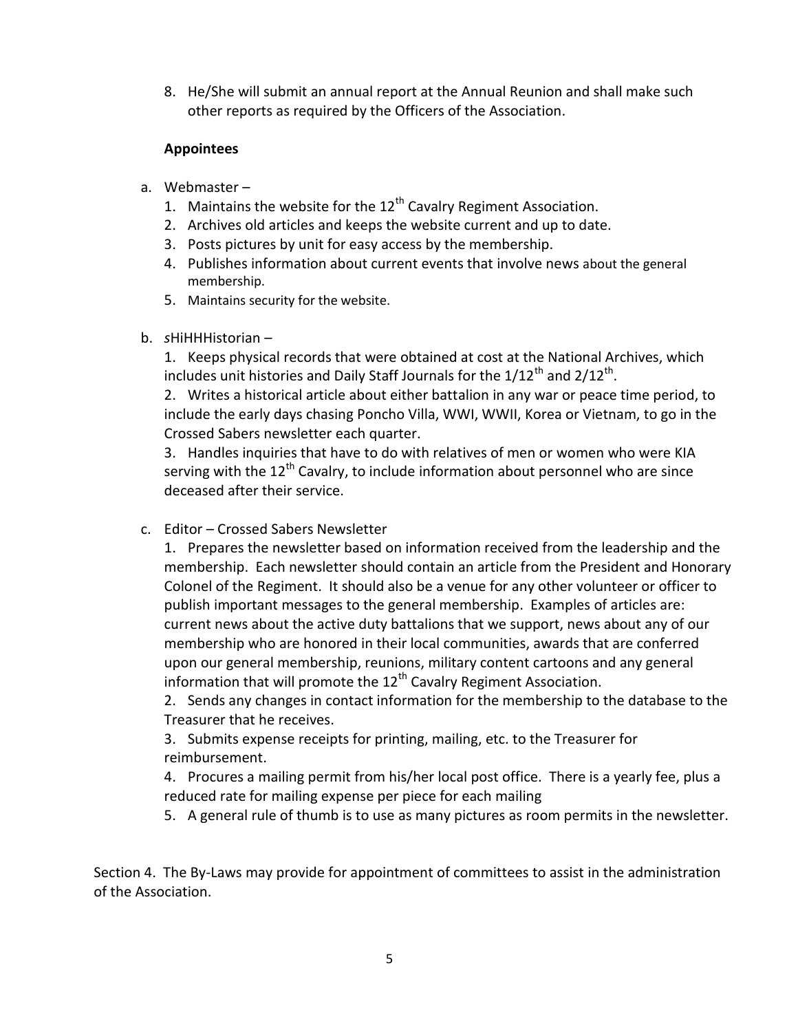8. He/She will submit an annual report at the Annual Reunion and shall make such other reports as required by the Officers of the Association.

**Appointees**

a. Webmaster –
   1. Maintains the website for the 12th Cavalry Regiment Association.
   2. Archives old articles and keeps the website current and up to date.
   3. Posts pictures by unit for easy access by the membership.
   4. Publishes information about current events that involve news about the general membership.
   5. Maintains security for the website.

b. *s*HiHHHistorian –

   1. Keeps physical records that were obtained at cost at the National Archives, which includes unit histories and Daily Staff Journals for the 1/12th and 2/12th.

   2. Writes a historical article about either battalion in any war or peace time period, to include the early days chasing Poncho Villa, WWI, WWII, Korea or Vietnam, to go in the Crossed Sabers newsletter each quarter.

   3. Handles inquiries that have to do with relatives of men or women who were KIA serving with the 12th Cavalry, to include information about personnel who are since deceased after their service.

c. Editor – Crossed Sabers Newsletter

   1. Prepares the newsletter based on information received from the leadership and the membership. Each newsletter should contain an article from the President and Honorary Colonel of the Regiment. It should also be a venue for any other volunteer or officer to publish important messages to the general membership. Examples of articles are: current news about the active duty battalions that we support, news about any of our membership who are honored in their local communities, awards that are conferred upon our general membership, reunions, military content cartoons and any general information that will promote the 12th Cavalry Regiment Association.

   2. Sends any changes in contact information for the membership to the database to the Treasurer that he receives.

   3. Submits expense receipts for printing, mailing, etc. to the Treasurer for reimbursement.

   4. Procures a mailing permit from his/her local post office. There is a yearly fee, plus a reduced rate for mailing expense per piece for each mailing

   5. A general rule of thumb is to use as many pictures as room permits in the newsletter.

Section 4. The By-Laws may provide for appointment of committees to assist in the administration of the Association.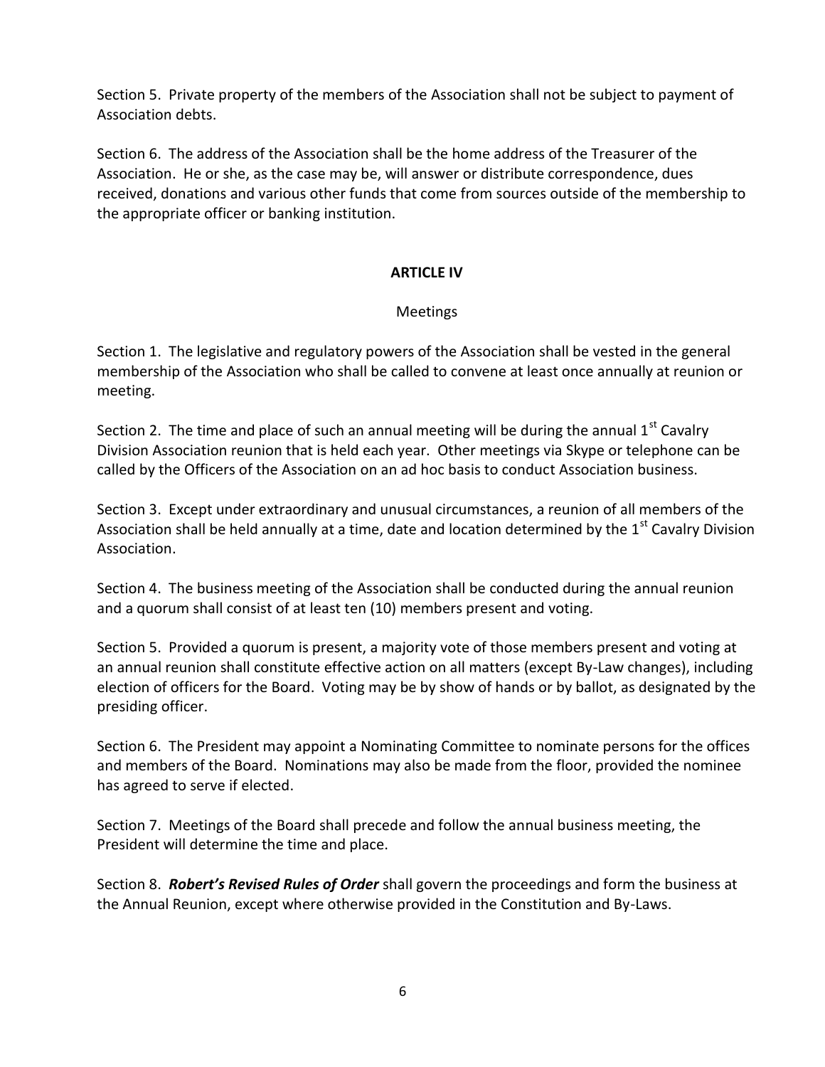Section 5. Private property of the members of the Association shall not be subject to payment of Association debts.

Section 6. The address of the Association shall be the home address of the Treasurer of the Association. He or she, as the case may be, will answer or distribute correspondence, dues received, donations and various other funds that come from sources outside of the membership to the appropriate officer or banking institution.

## ARTICLE IV

### Meetings

Section 1. The legislative and regulatory powers of the Association shall be vested in the general membership of the Association who shall be called to convene at least once annually at reunion or meeting.

Section 2. The time and place of such an annual meeting will be during the annual 1st Cavalry Division Association reunion that is held each year. Other meetings via Skype or telephone can be called by the Officers of the Association on an ad hoc basis to conduct Association business.

Section 3. Except under extraordinary and unusual circumstances, a reunion of all members of the Association shall be held annually at a time, date and location determined by the 1st Cavalry Division Association.

Section 4. The business meeting of the Association shall be conducted during the annual reunion and a quorum shall consist of at least ten (10) members present and voting.

Section 5. Provided a quorum is present, a majority vote of those members present and voting at an annual reunion shall constitute effective action on all matters (except By-Law changes), including election of officers for the Board. Voting may be by show of hands or by ballot, as designated by the presiding officer.

Section 6. The President may appoint a Nominating Committee to nominate persons for the offices and members of the Board. Nominations may also be made from the floor, provided the nominee has agreed to serve if elected.

Section 7. Meetings of the Board shall precede and follow the annual business meeting, the President will determine the time and place.

Section 8. ***Robert's Revised Rules of Order*** shall govern the proceedings and form the business at the Annual Reunion, except where otherwise provided in the Constitution and By-Laws.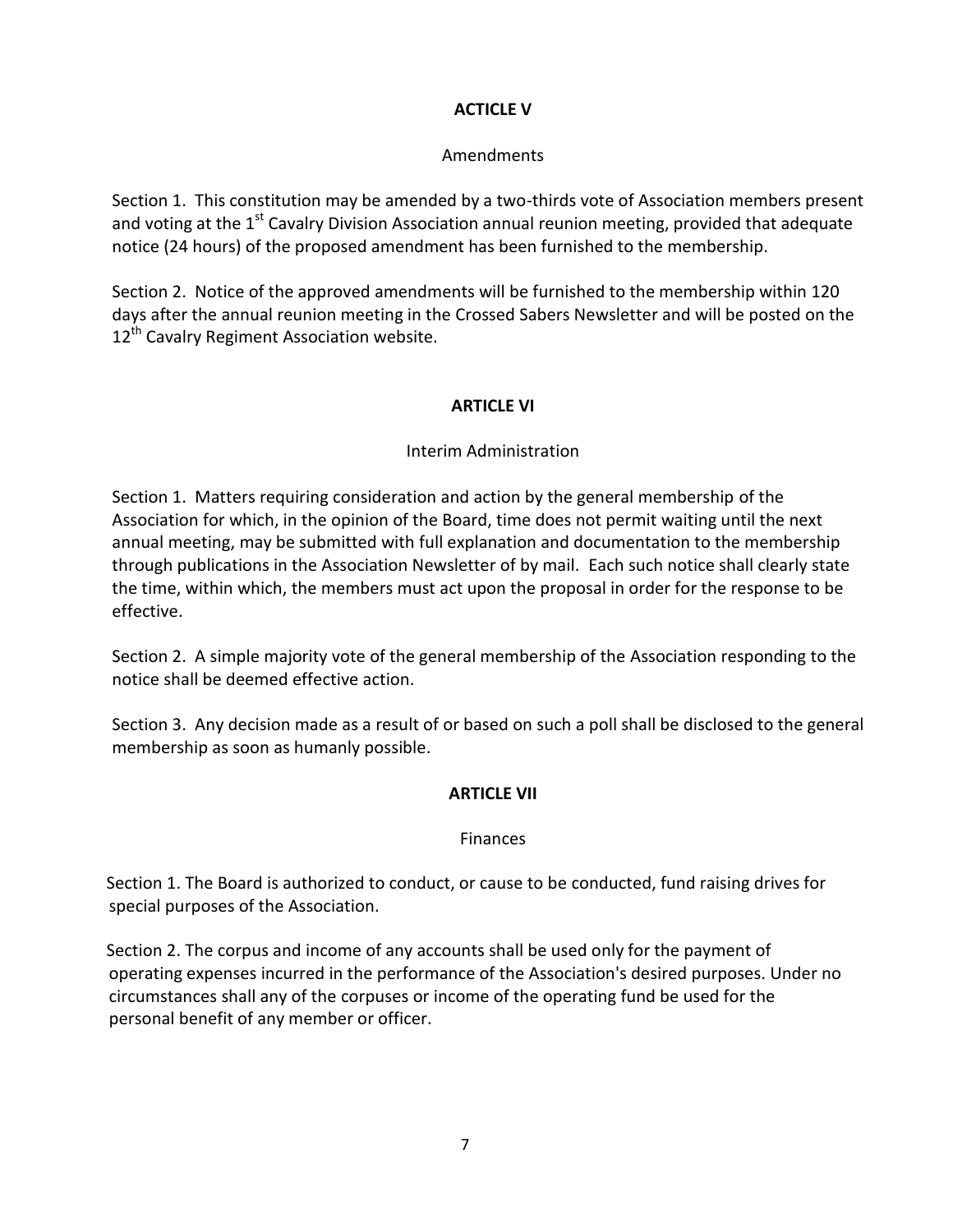## ARTICLE V

Amendments

Section 1. This constitution may be amended by a two-thirds vote of Association members present and voting at the 1st Cavalry Division Association annual reunion meeting, provided that adequate notice (24 hours) of the proposed amendment has been furnished to the membership.

Section 2. Notice of the approved amendments will be furnished to the membership within 120 days after the annual reunion meeting in the Crossed Sabers Newsletter and will be posted on the 12th Cavalry Regiment Association website.

## ARTICLE VI

Interim Administration

Section 1. Matters requiring consideration and action by the general membership of the Association for which, in the opinion of the Board, time does not permit waiting until the next annual meeting, may be submitted with full explanation and documentation to the membership through publications in the Association Newsletter of by mail. Each such notice shall clearly state the time, within which, the members must act upon the proposal in order for the response to be effective.

Section 2. A simple majority vote of the general membership of the Association responding to the notice shall be deemed effective action.

Section 3. Any decision made as a result of or based on such a poll shall be disclosed to the general membership as soon as humanly possible.

## ARTICLE VII

Finances

Section 1. The Board is authorized to conduct, or cause to be conducted, fund raising drives for special purposes of the Association.

Section 2. The corpus and income of any accounts shall be used only for the payment of operating expenses incurred in the performance of the Association's desired purposes. Under no circumstances shall any of the corpuses or income of the operating fund be used for the personal benefit of any member or officer.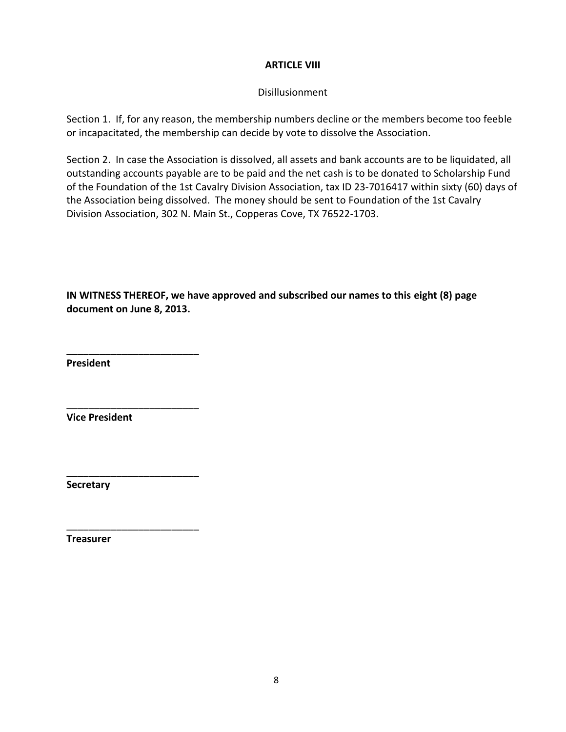## ARTICLE VIII

Disillusionment

Section 1. If, for any reason, the membership numbers decline or the members become too feeble or incapacitated, the membership can decide by vote to dissolve the Association.

Section 2. In case the Association is dissolved, all assets and bank accounts are to be liquidated, all outstanding accounts payable are to be paid and the net cash is to be donated to Scholarship Fund of the Foundation of the 1st Cavalry Division Association, tax ID 23-7016417 within sixty (60) days of the Association being dissolved. The money should be sent to Foundation of the 1st Cavalry Division Association, 302 N. Main St., Copperas Cove, TX 76522-1703.

**IN WITNESS THEREOF, we have approved and subscribed our names to this eight (8) page document on June 8, 2013.**

________________________

**President**

________________________

**Vice President**

________________________

**Secretary**

________________________

**Treasurer**